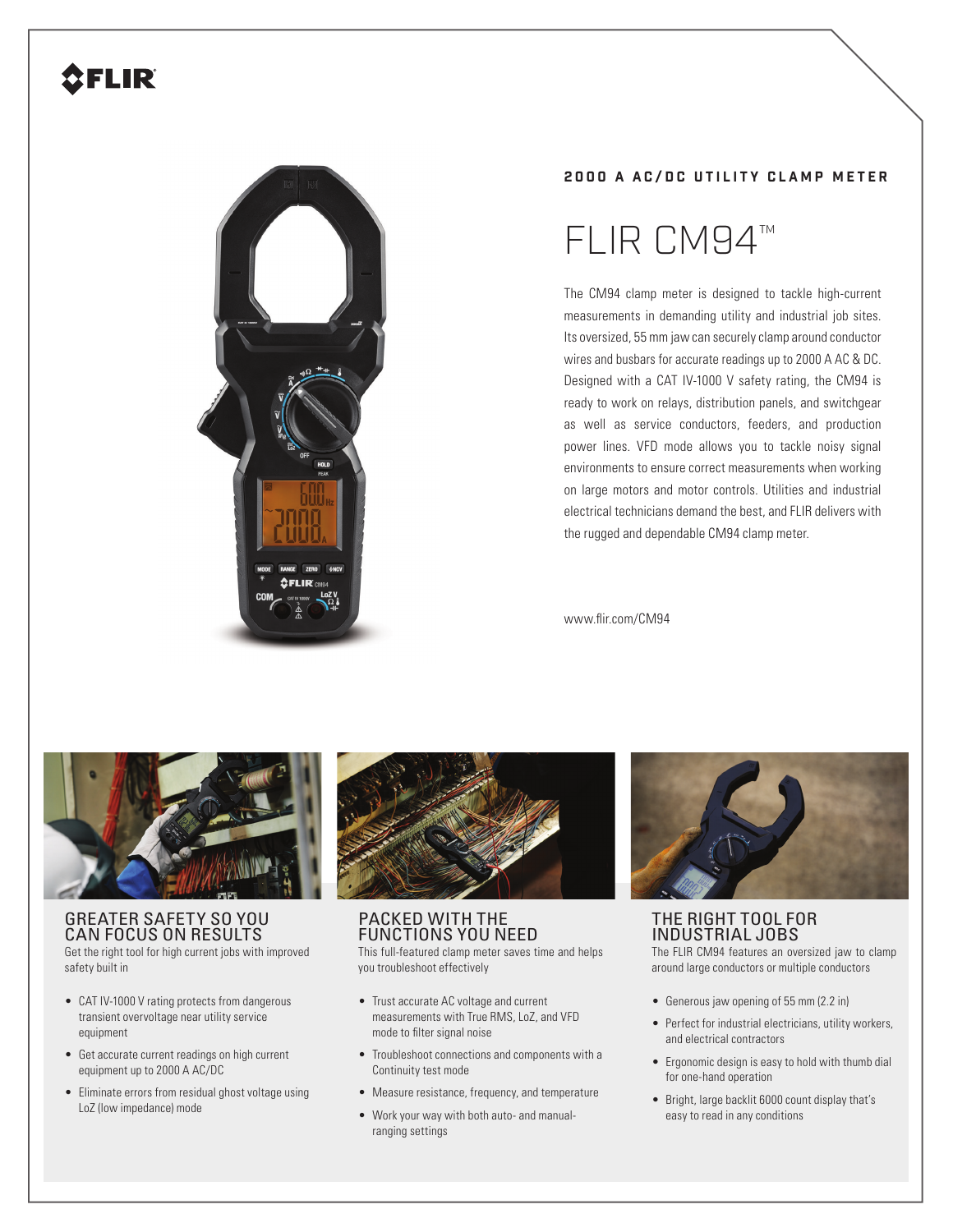FLIR

**2000 A AC/DC UTILITY CLAMP METER**

# FLIR CM94™

The CM94 clamp meter is designed to tackle high-current measurements in demanding utility and industrial job sites. Its oversized, 55 mm jaw can securely clamp around conductor wires and busbars for accurate readings up to 2000 A AC & DC. Designed with a CAT IV-1000 V safety rating, the CM94 is ready to work on relays, distribution panels, and switchgear as well as service conductors, feeders, and production power lines. VFD mode allows you to tackle noisy signal environments to ensure correct measurements when working on large motors and motor controls. Utilities and industrial electrical technicians demand the best, and FLIR delivers with the rugged and dependable CM94 clamp meter.

www.flir.com/CM94

## GREATER SAFETY SO YOU CAN FOCUS ON RESULTS

Get the right tool for high current jobs with improved safety built in

- CAT IV-1000 V rating protects from dangerous transient overvoltage near utility service equipment
- Get accurate current readings on high current equipment up to 2000 A AC/DC
- Eliminate errors from residual ghost voltage using LoZ (low impedance) mode

## PACKED WITH THE FUNCTIONS YOU NEED

This full-featured clamp meter saves time and helps you troubleshoot effectively

- Trust accurate AC voltage and current measurements with True RMS, LoZ, and VFD mode to filter signal noise
- Troubleshoot connections and components with a Continuity test mode
- Measure resistance, frequency, and temperature
- Work your way with both auto- and manual-ranging settings

## THE RIGHT TOOL FOR INDUSTRIAL JOBS

The FLIR CM94 features an oversized jaw to clamp around large conductors or multiple conductors

- Generous jaw opening of 55 mm (2.2 in)
- Perfect for industrial electricians, utility workers, and electrical contractors
- Ergonomic design is easy to hold with thumb dial for one-hand operation
- Bright, large backlit 6000 count display that's easy to read in any conditions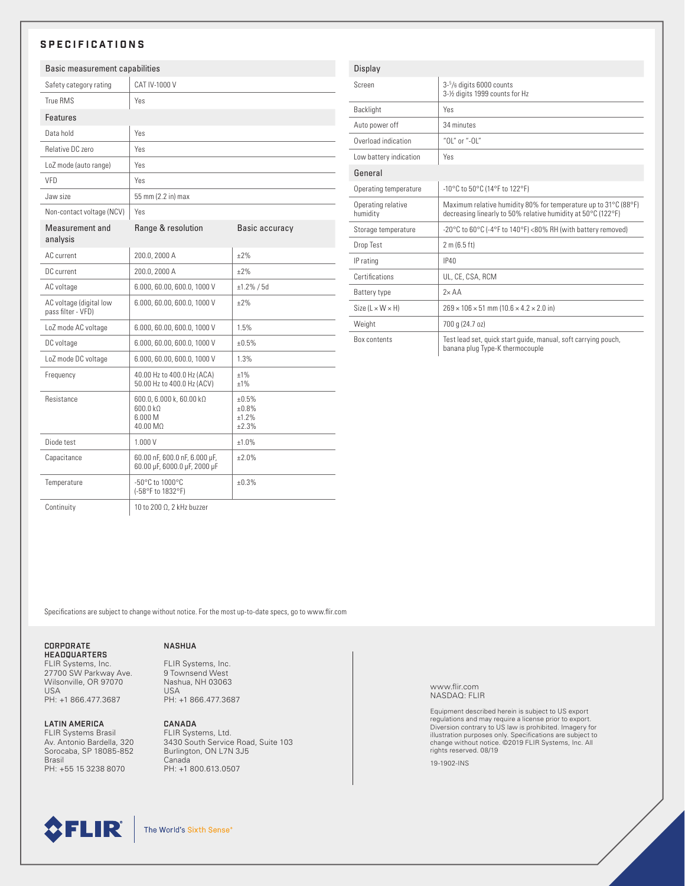## SPECIFICATIONS

| Basic measurement capabilities | | |
|---|---|---|
| Safety category rating | CAT IV-1000 V | |
| True RMS | Yes | |
| **Features** | | |
| Data hold | Yes | |
| Relative DC zero | Yes | |
| LoZ mode (auto range) | Yes | |
| VFD | Yes | |
| Jaw size | 55 mm (2.2 in) max | |
| Non-contact voltage (NCV) | Yes | |
| **Measurement and analysis** | **Range & resolution** | **Basic accuracy** |
| AC current | 200.0, 2000 A | ±2% |
| DC current | 200.0, 2000 A | ±2% |
| AC voltage | 6.000, 60.00, 600.0, 1000 V | ±1.2% / 5d |
| AC voltage (digital low pass filter - VFD) | 6.000, 60.00, 600.0, 1000 V | ±2% |
| LoZ mode AC voltage | 6.000, 60.00, 600.0, 1000 V | 1.5% |
| DC voltage | 6.000, 60.00, 600.0, 1000 V | ±0.5% |
| LoZ mode DC voltage | 6.000, 60.00, 600.0, 1000 V | 1.3% |
| Frequency | 40.00 Hz to 400.0 Hz (ACA)<br>50.00 Hz to 400.0 Hz (ACV) | ±1%<br>±1% |
| Resistance | 600.0, 6.000 k, 60.00 kΩ<br>600.0 kΩ<br>6.000 M<br>40.00 MΩ | ±0.5%<br>±0.8%<br>±1.2%<br>±2.3% |
| Diode test | 1.000 V | ±1.0% |
| Capacitance | 60.00 nF, 600.0 nF, 6.000 µF, 60.00 µF, 6000.0 µF, 2000 µF | ±2.0% |
| Temperature | -50°C to 1000°C<br>(-58°F to 1832°F) | ±0.3% |
| Continuity | 10 to 200 Ω, 2 kHz buzzer | |

| Display | |
|---|---|
| Screen | 3-5/6 digits 6000 counts<br>3-½ digits 1999 counts for Hz |
| Backlight | Yes |
| Auto power off | 34 minutes |
| Overload indication | "OL" or "-OL" |
| Low battery indication | Yes |
| **General** | |
| Operating temperature | -10°C to 50°C (14°F to 122°F) |
| Operating relative humidity | Maximum relative humidity 80% for temperature up to 31°C (88°F) decreasing linearly to 50% relative humidity at 50°C (122°F) |
| Storage temperature | -20°C to 60°C (-4°F to 140°F) <80% RH (with battery removed) |
| Drop Test | 2 m (6.5 ft) |
| IP rating | IP40 |
| Certifications | UL, CE, CSA, RCM |
| Battery type | 2× AA |
| Size (L × W × H) | 269 × 106 × 51 mm (10.6 × 4.2 × 2.0 in) |
| Weight | 700 g (24.7 oz) |
| Box contents | Test lead set, quick start guide, manual, soft carrying pouch, banana plug Type-K thermocouple |

Specifications are subject to change without notice. For the most up-to-date specs, go to www.flir.com

**CORPORATE HEADQUARTERS**
FLIR Systems, Inc.
27700 SW Parkway Ave.
Wilsonville, OR 97070
USA
PH: +1 866.477.3687

**LATIN AMERICA**
FLIR Systems Brasil
Av. Antonio Bardella, 320
Sorocaba, SP 18085-852
Brasil
PH: +55 15 3238 8070

**NASHUA**
FLIR Systems, Inc.
9 Townsend West
Nashua, NH 03063
USA
PH: +1 866.477.3687

**CANADA**
FLIR Systems, Ltd.
3430 South Service Road, Suite 103
Burlington, ON L7N 3J5
Canada
PH: +1 800.613.0507

www.flir.com
NASDAQ: FLIR

Equipment described herein is subject to US export regulations and may require a license prior to export. Diversion contrary to US law is prohibited. Imagery for illustration purposes only. Specifications are subject to change without notice. ©2019 FLIR Systems, Inc. All rights reserved. 08/19

19-1902-INS

FLIR The World's Sixth Sense®